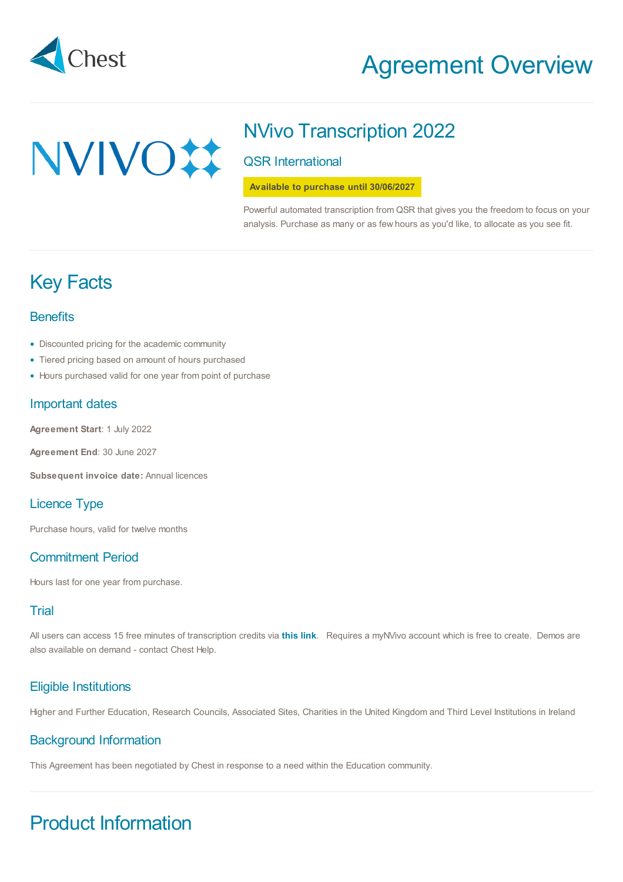Chest

# Agreement Overview

NVIVO

## NVivo Transcription 2022

### QSR International

**Available to purchase until 30/06/2027**

Powerful automated transcription from QSR that gives you the freedom to focus on your analysis. Purchase as many or as few hours as you'd like, to allocate as you see fit.

# Key Facts

## Benefits

- Discounted pricing for the academic community
- Tiered pricing based on amount of hours purchased
- Hours purchased valid for one year from point of purchase

## Important dates

**Agreement Start**: 1 July 2022

**Agreement End**: 30 June 2027

**Subsequent invoice date:** Annual licences

## Licence Type

Purchase hours, valid for twelve months

## Commitment Period

Hours last for one year from purchase.

## Trial

All users can access 15 free minutes of transcription credits via **this link**. Requires a myNVivo account which is free to create. Demos are also available on demand - contact Chest Help.

## Eligible Institutions

Higher and Further Education, Research Councils, Associated Sites, Charities in the United Kingdom and Third Level Institutions in Ireland

## Background Information

This Agreement has been negotiated by Chest in response to a need within the Education community.

# Product Information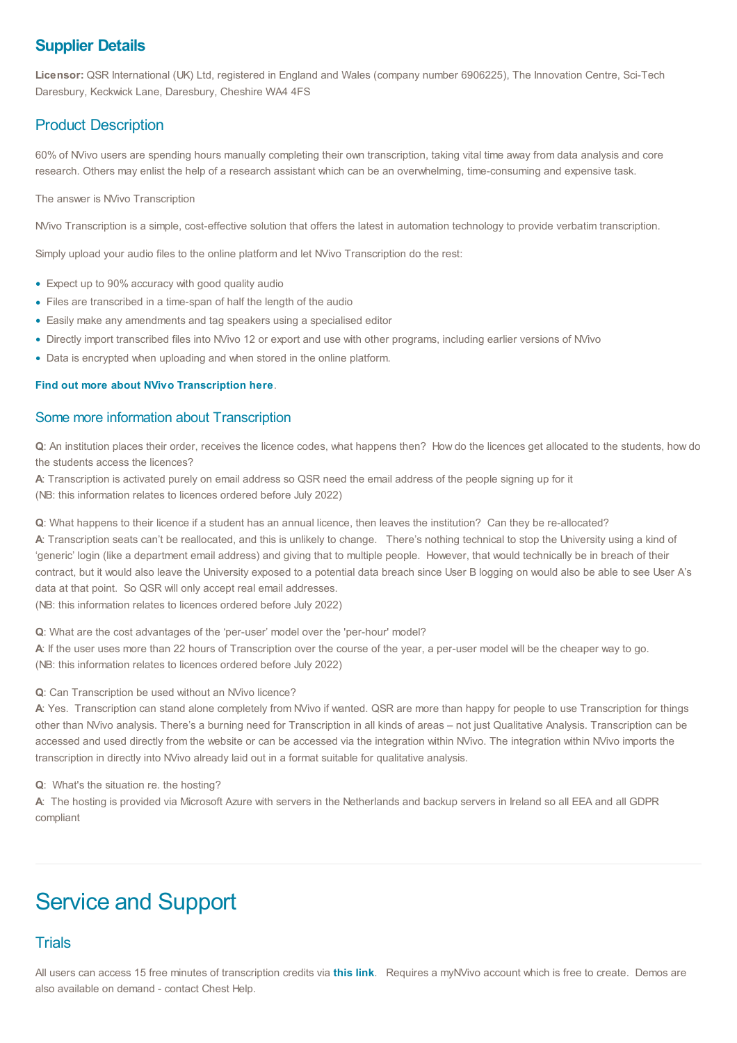## Supplier Details

**Licensor:** QSR International (UK) Ltd, registered in England and Wales (company number 6906225), The Innovation Centre, Sci-Tech Daresbury, Keckwick Lane, Daresbury, Cheshire WA4 4FS

## Product Description

60% of NVivo users are spending hours manually completing their own transcription, taking vital time away from data analysis and core research. Others may enlist the help of a research assistant which can be an overwhelming, time-consuming and expensive task.

The answer is NVivo Transcription

NVivo Transcription is a simple, cost-effective solution that offers the latest in automation technology to provide verbatim transcription.

Simply upload your audio files to the online platform and let NVivo Transcription do the rest:

- Expect up to 90% accuracy with good quality audio
- Files are transcribed in a time-span of half the length of the audio
- Easily make any amendments and tag speakers using a specialised editor
- Directly import transcribed files into NVivo 12 or export and use with other programs, including earlier versions of NVivo
- Data is encrypted when uploading and when stored in the online platform.

**Find out more about NVivo Transcription here**.

## Some more information about Transcription

**Q**: An institution places their order, receives the licence codes, what happens then? How do the licences get allocated to the students, how do the students access the licences?
**A**: Transcription is activated purely on email address so QSR need the email address of the people signing up for it
(NB: this information relates to licences ordered before July 2022)

**Q**: What happens to their licence if a student has an annual licence, then leaves the institution? Can they be re-allocated?
**A**: Transcription seats can't be reallocated, and this is unlikely to change. There's nothing technical to stop the University using a kind of 'generic' login (like a department email address) and giving that to multiple people. However, that would technically be in breach of their contract, but it would also leave the University exposed to a potential data breach since User B logging on would also be able to see User A's data at that point. So QSR will only accept real email addresses.
(NB: this information relates to licences ordered before July 2022)

**Q**: What are the cost advantages of the 'per-user' model over the 'per-hour' model?
**A**: If the user uses more than 22 hours of Transcription over the course of the year, a per-user model will be the cheaper way to go.
(NB: this information relates to licences ordered before July 2022)

**Q**: Can Transcription be used without an NVivo licence?
**A**: Yes. Transcription can stand alone completely from NVivo if wanted. QSR are more than happy for people to use Transcription for things other than NVivo analysis. There's a burning need for Transcription in all kinds of areas – not just Qualitative Analysis. Transcription can be accessed and used directly from the website or can be accessed via the integration within NVivo. The integration within NVivo imports the transcription in directly into NVivo already laid out in a format suitable for qualitative analysis.

**Q**: What's the situation re. the hosting?
**A**: The hosting is provided via Microsoft Azure with servers in the Netherlands and backup servers in Ireland so all EEA and all GDPR compliant

---

# Service and Support

## Trials

All users can access 15 free minutes of transcription credits via **this link**. Requires a myNVivo account which is free to create. Demos are also available on demand - contact Chest Help.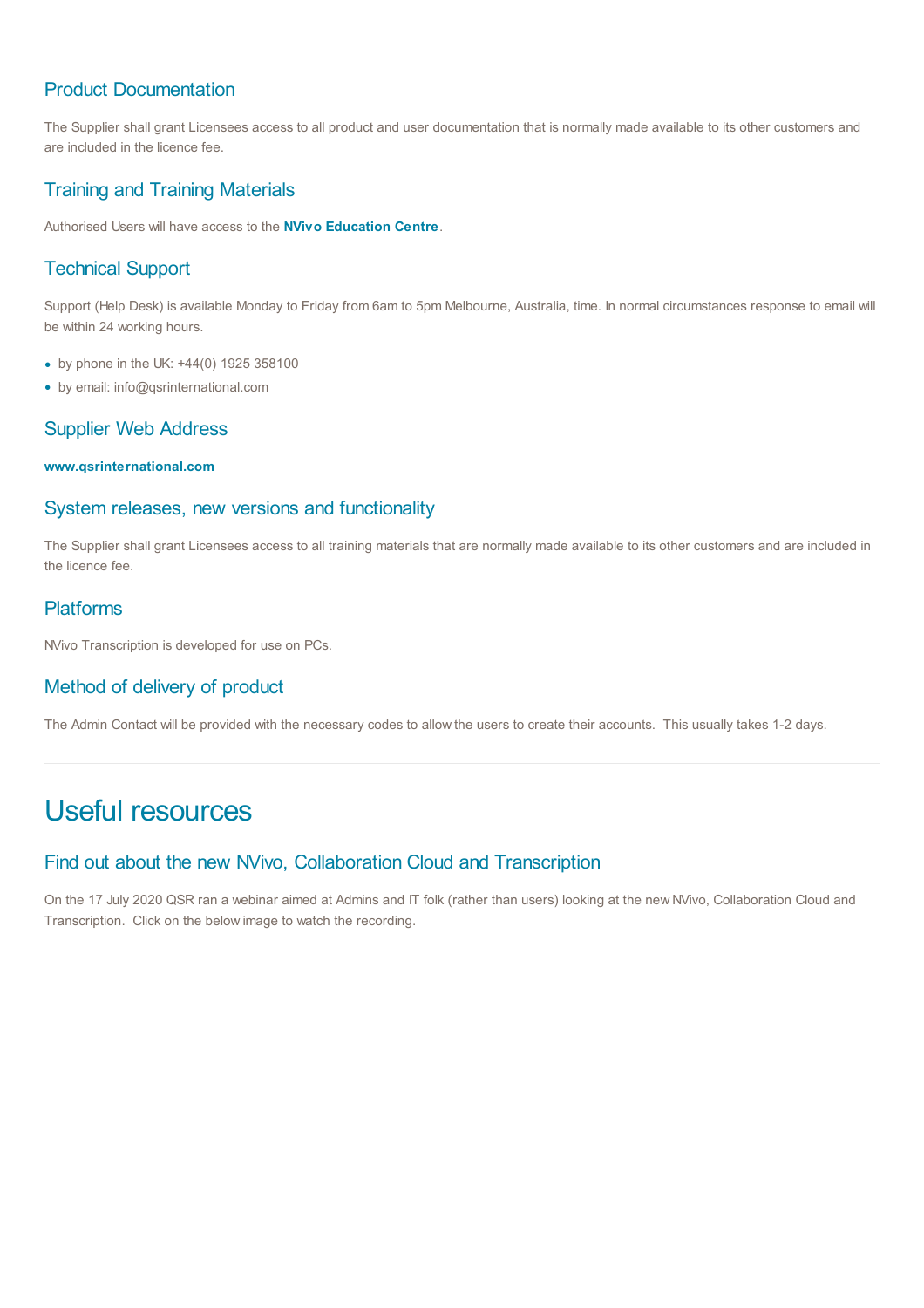## Product Documentation

The Supplier shall grant Licensees access to all product and user documentation that is normally made available to its other customers and are included in the licence fee.

## Training and Training Materials

Authorised Users will have access to the **NVivo Education Centre**.

## Technical Support

Support (Help Desk) is available Monday to Friday from 6am to 5pm Melbourne, Australia, time. In normal circumstances response to email will be within 24 working hours.

- by phone in the UK: +44(0) 1925 358100
- by email: info@qsrinternational.com

## Supplier Web Address

**www.qsrinternational.com**

## System releases, new versions and functionality

The Supplier shall grant Licensees access to all training materials that are normally made available to its other customers and are included in the licence fee.

## Platforms

NVivo Transcription is developed for use on PCs.

## Method of delivery of product

The Admin Contact will be provided with the necessary codes to allow the users to create their accounts. This usually takes 1-2 days.

---

# Useful resources

## Find out about the new NVivo, Collaboration Cloud and Transcription

On the 17 July 2020 QSR ran a webinar aimed at Admins and IT folk (rather than users) looking at the new NVivo, Collaboration Cloud and Transcription. Click on the below image to watch the recording.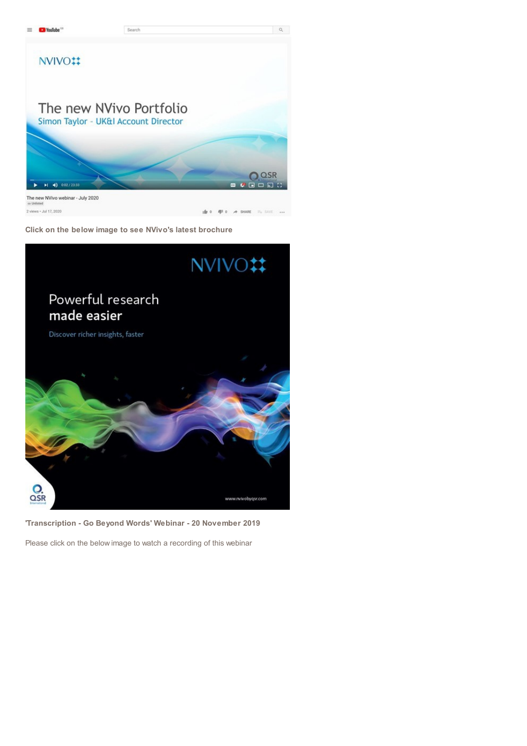**Click on the below image to see NVivo's latest brochure**

**'Transcription - Go Beyond Words' Webinar - 20 November 2019**

Please click on the below image to watch a recording of this webinar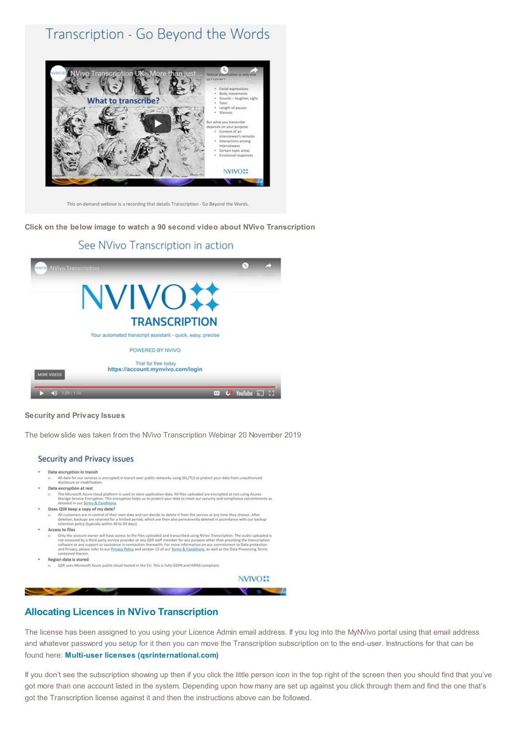Transcription - Go Beyond the Words

This on-demand webinar is a recording that details Transcription - Go Beyond the Words.

**Click on the below image to watch a 90 second video about NVivo Transcription**

See NVivo Transcription in action

**Security and Privacy Issues**

The below slide was taken from the NVivo Transcription Webinar 20 November 2019

Security and Privacy issues

- **Data encryption in transit**
  - All data for our services is encrypted in transit over public networks using SSL/TLS to protect your data from unauthorized disclosure or modification.
- **Data encryption at rest**
  - The Microsoft Azure cloud platform is used to store application data. All files uploaded are encrypted at rest using Azures Storage Service Encryption. This encryption helps us to protect your data to meet our security and compliance commitments as detailed in our Terms & Conditions
- **Does QSR keep a copy of my data?**
  - All customers are in control of their own data and can decide to delete it from the service at any time they choose. After deletion, backups are retained for a limited period, which are then also permanently deleted in accordance with our backup retention policy (typically within 30 to 90 days).
- **Access to files**
  - Only the account owner will have access to the files uploaded and transcribed using NVivo Transcription. The audio uploaded is not accessed by a third party service provider or any QSR staff member for any purpose other than providing the transcription software or any support or assistance in connection therewith. For more information on our commitment to Data protection and Privacy, please refer to our Privacy Policy and section 15 of our Terms & Conditions, as well as the Data Processing Terms contained therein.
- **Region data is stored**
  - QSR uses Microsoft Azure public cloud hosted in the EU. This is fully GDPR and HIPAA compliant.

## Allocating Licences in NVivo Transcription

The license has been assigned to you using your Licence Admin email address. If you log into the MyNVivo portal using that email address and whatever password you setup for it then you can move the Transcription subscription on to the end-user. Instructions for that can be found here: **Multi-user licenses (qsrinternational.com)**

If you don't see the subscription showing up then if you click the little person icon in the top right of the screen then you should find that you've got more than one account listed in the system. Depending upon how many are set up against you click through them and find the one that's got the Transcription license against it and then the instructions above can be followed.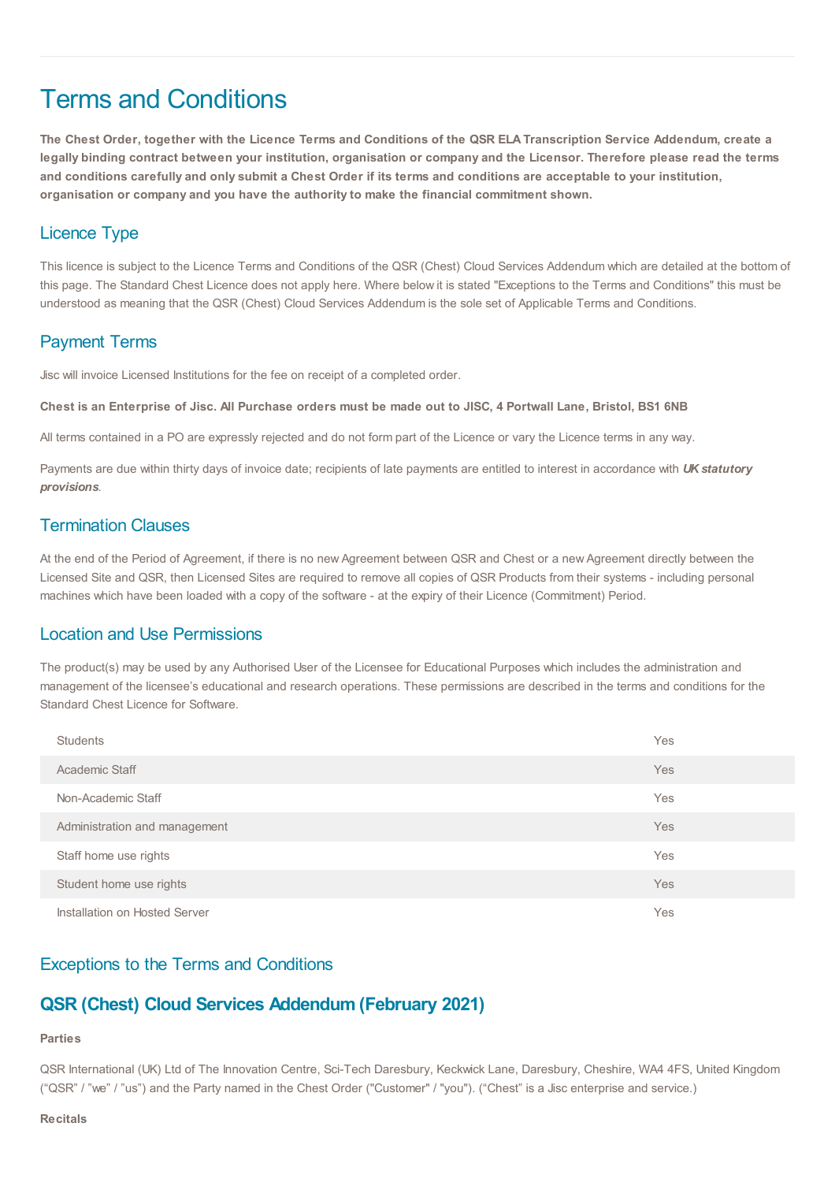# Terms and Conditions

**The Chest Order, together with the Licence Terms and Conditions of the QSR ELA Transcription Service Addendum, create a legally binding contract between your institution, organisation or company and the Licensor. Therefore please read the terms and conditions carefully and only submit a Chest Order if its terms and conditions are acceptable to your institution, organisation or company and you have the authority to make the financial commitment shown.**

## Licence Type

This licence is subject to the Licence Terms and Conditions of the QSR (Chest) Cloud Services Addendum which are detailed at the bottom of this page. The Standard Chest Licence does not apply here. Where below it is stated "Exceptions to the Terms and Conditions" this must be understood as meaning that the QSR (Chest) Cloud Services Addendum is the sole set of Applicable Terms and Conditions.

## Payment Terms

Jisc will invoice Licensed Institutions for the fee on receipt of a completed order.

**Chest is an Enterprise of Jisc. All Purchase orders must be made out to JISC, 4 Portwall Lane, Bristol, BS1 6NB**

All terms contained in a PO are expressly rejected and do not form part of the Licence or vary the Licence terms in any way.

Payments are due within thirty days of invoice date; recipients of late payments are entitled to interest in accordance with ***UK statutory provisions***.

## Termination Clauses

At the end of the Period of Agreement, if there is no new Agreement between QSR and Chest or a new Agreement directly between the Licensed Site and QSR, then Licensed Sites are required to remove all copies of QSR Products from their systems - including personal machines which have been loaded with a copy of the software - at the expiry of their Licence (Commitment) Period.

## Location and Use Permissions

The product(s) may be used by any Authorised User of the Licensee for Educational Purposes which includes the administration and management of the licensee's educational and research operations. These permissions are described in the terms and conditions for the Standard Chest Licence for Software.

| | |
|---|---|
| Students | Yes |
| Academic Staff | Yes |
| Non-Academic Staff | Yes |
| Administration and management | Yes |
| Staff home use rights | Yes |
| Student home use rights | Yes |
| Installation on Hosted Server | Yes |

## Exceptions to the Terms and Conditions

## QSR (Chest) Cloud Services Addendum (February 2021)

**Parties**

QSR International (UK) Ltd of The Innovation Centre, Sci-Tech Daresbury, Keckwick Lane, Daresbury, Cheshire, WA4 4FS, United Kingdom ("QSR" / "we" / "us") and the Party named in the Chest Order ("Customer" / "you"). ("Chest" is a Jisc enterprise and service.)

**Recitals**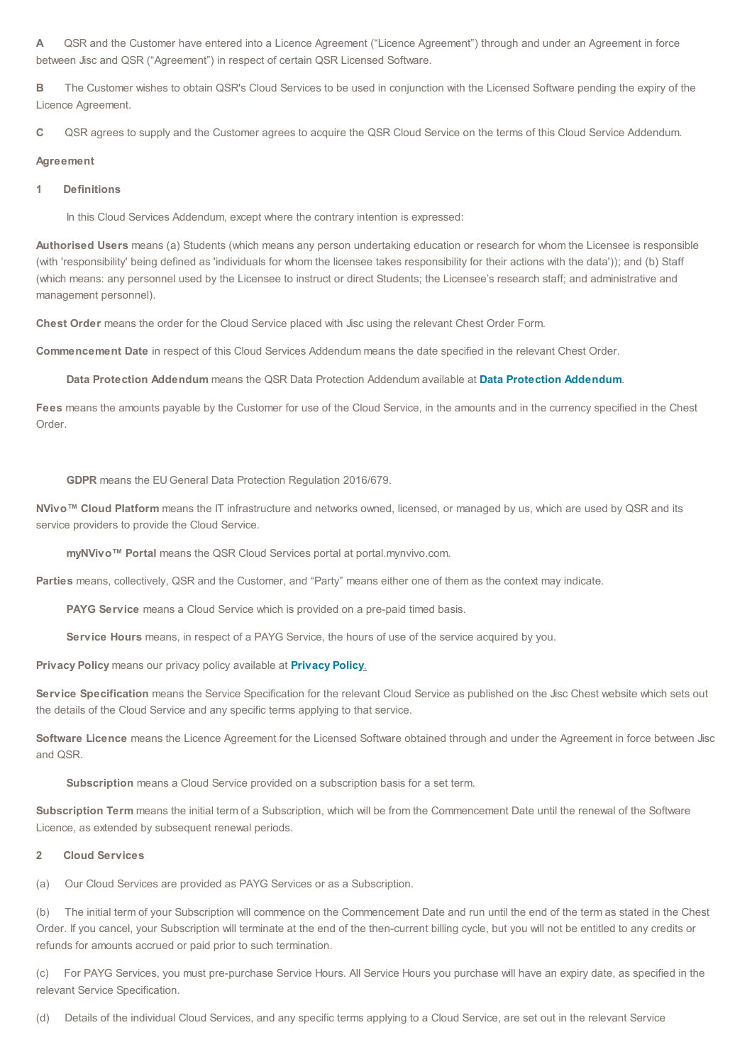**A** QSR and the Customer have entered into a Licence Agreement ("Licence Agreement") through and under an Agreement in force between Jisc and QSR ("Agreement") in respect of certain QSR Licensed Software.

**B** The Customer wishes to obtain QSR's Cloud Services to be used in conjunction with the Licensed Software pending the expiry of the Licence Agreement.

**C** QSR agrees to supply and the Customer agrees to acquire the QSR Cloud Service on the terms of this Cloud Service Addendum.

**Agreement**

**1 Definitions**

In this Cloud Services Addendum, except where the contrary intention is expressed:

**Authorised Users** means (a) Students (which means any person undertaking education or research for whom the Licensee is responsible (with 'responsibility' being defined as 'individuals for whom the licensee takes responsibility for their actions with the data')); and (b) Staff (which means: any personnel used by the Licensee to instruct or direct Students; the Licensee's research staff; and administrative and management personnel).

**Chest Order** means the order for the Cloud Service placed with Jisc using the relevant Chest Order Form.

**Commencement Date** in respect of this Cloud Services Addendum means the date specified in the relevant Chest Order.

**Data Protection Addendum** means the QSR Data Protection Addendum available at **Data Protection Addendum**.

**Fees** means the amounts payable by the Customer for use of the Cloud Service, in the amounts and in the currency specified in the Chest Order.

**GDPR** means the EU General Data Protection Regulation 2016/679.

**NVivo™ Cloud Platform** means the IT infrastructure and networks owned, licensed, or managed by us, which are used by QSR and its service providers to provide the Cloud Service.

**myNVivo™ Portal** means the QSR Cloud Services portal at portal.mynvivo.com.

**Parties** means, collectively, QSR and the Customer, and "Party" means either one of them as the context may indicate.

**PAYG Service** means a Cloud Service which is provided on a pre-paid timed basis.

**Service Hours** means, in respect of a PAYG Service, the hours of use of the service acquired by you.

**Privacy Policy** means our privacy policy available at **Privacy Policy**.

**Service Specification** means the Service Specification for the relevant Cloud Service as published on the Jisc Chest website which sets out the details of the Cloud Service and any specific terms applying to that service.

**Software Licence** means the Licence Agreement for the Licensed Software obtained through and under the Agreement in force between Jisc and QSR.

**Subscription** means a Cloud Service provided on a subscription basis for a set term.

**Subscription Term** means the initial term of a Subscription, which will be from the Commencement Date until the renewal of the Software Licence, as extended by subsequent renewal periods.

**2 Cloud Services**

(a) Our Cloud Services are provided as PAYG Services or as a Subscription.

(b) The initial term of your Subscription will commence on the Commencement Date and run until the end of the term as stated in the Chest Order. If you cancel, your Subscription will terminate at the end of the then-current billing cycle, but you will not be entitled to any credits or refunds for amounts accrued or paid prior to such termination.

(c) For PAYG Services, you must pre-purchase Service Hours. All Service Hours you purchase will have an expiry date, as specified in the relevant Service Specification.

(d) Details of the individual Cloud Services, and any specific terms applying to a Cloud Service, are set out in the relevant Service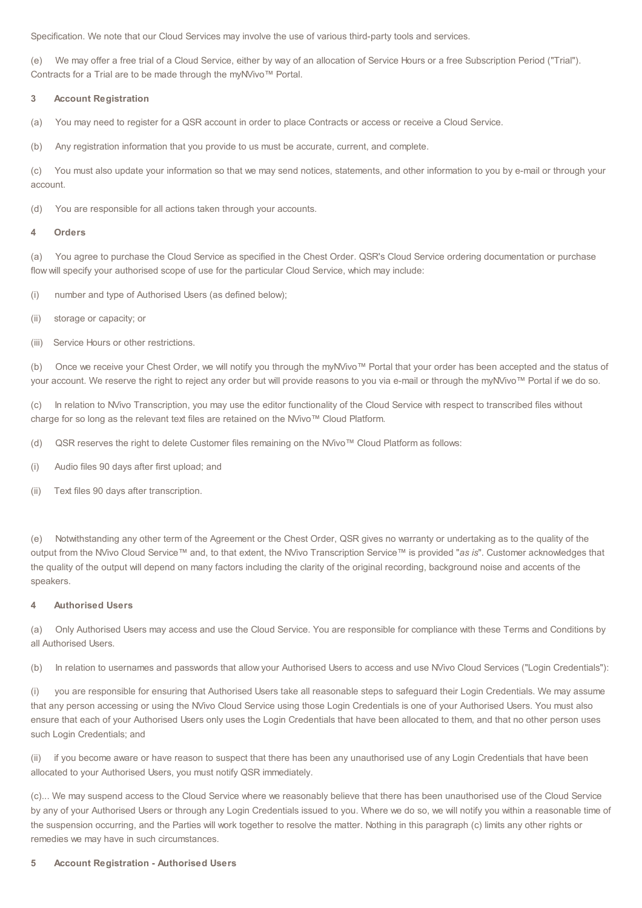Specification. We note that our Cloud Services may involve the use of various third-party tools and services.

(e) We may offer a free trial of a Cloud Service, either by way of an allocation of Service Hours or a free Subscription Period ("Trial"). Contracts for a Trial are to be made through the myNVivo™ Portal.

**3 Account Registration**

(a) You may need to register for a QSR account in order to place Contracts or access or receive a Cloud Service.

(b) Any registration information that you provide to us must be accurate, current, and complete.

(c) You must also update your information so that we may send notices, statements, and other information to you by e-mail or through your account.

(d) You are responsible for all actions taken through your accounts.

**4 Orders**

(a) You agree to purchase the Cloud Service as specified in the Chest Order. QSR's Cloud Service ordering documentation or purchase flow will specify your authorised scope of use for the particular Cloud Service, which may include:

(i) number and type of Authorised Users (as defined below);

(ii) storage or capacity; or

(iii) Service Hours or other restrictions.

(b) Once we receive your Chest Order, we will notify you through the myNVivo™ Portal that your order has been accepted and the status of your account. We reserve the right to reject any order but will provide reasons to you via e-mail or through the myNVivo™ Portal if we do so.

(c) In relation to NVivo Transcription, you may use the editor functionality of the Cloud Service with respect to transcribed files without charge for so long as the relevant text files are retained on the NVivo™ Cloud Platform.

(d) QSR reserves the right to delete Customer files remaining on the NVivo™ Cloud Platform as follows:

(i) Audio files 90 days after first upload; and

(ii) Text files 90 days after transcription.

(e) Notwithstanding any other term of the Agreement or the Chest Order, QSR gives no warranty or undertaking as to the quality of the output from the NVivo Cloud Service™ and, to that extent, the NVivo Transcription Service™ is provided "*as is*". Customer acknowledges that the quality of the output will depend on many factors including the clarity of the original recording, background noise and accents of the speakers.

**4 Authorised Users**

(a) Only Authorised Users may access and use the Cloud Service. You are responsible for compliance with these Terms and Conditions by all Authorised Users.

(b) In relation to usernames and passwords that allow your Authorised Users to access and use NVivo Cloud Services ("Login Credentials"):

(i) you are responsible for ensuring that Authorised Users take all reasonable steps to safeguard their Login Credentials. We may assume that any person accessing or using the NVivo Cloud Service using those Login Credentials is one of your Authorised Users. You must also ensure that each of your Authorised Users only uses the Login Credentials that have been allocated to them, and that no other person uses such Login Credentials; and

(ii) if you become aware or have reason to suspect that there has been any unauthorised use of any Login Credentials that have been allocated to your Authorised Users, you must notify QSR immediately.

(c)... We may suspend access to the Cloud Service where we reasonably believe that there has been unauthorised use of the Cloud Service by any of your Authorised Users or through any Login Credentials issued to you. Where we do so, we will notify you within a reasonable time of the suspension occurring, and the Parties will work together to resolve the matter. Nothing in this paragraph (c) limits any other rights or remedies we may have in such circumstances.

**5 Account Registration - Authorised Users**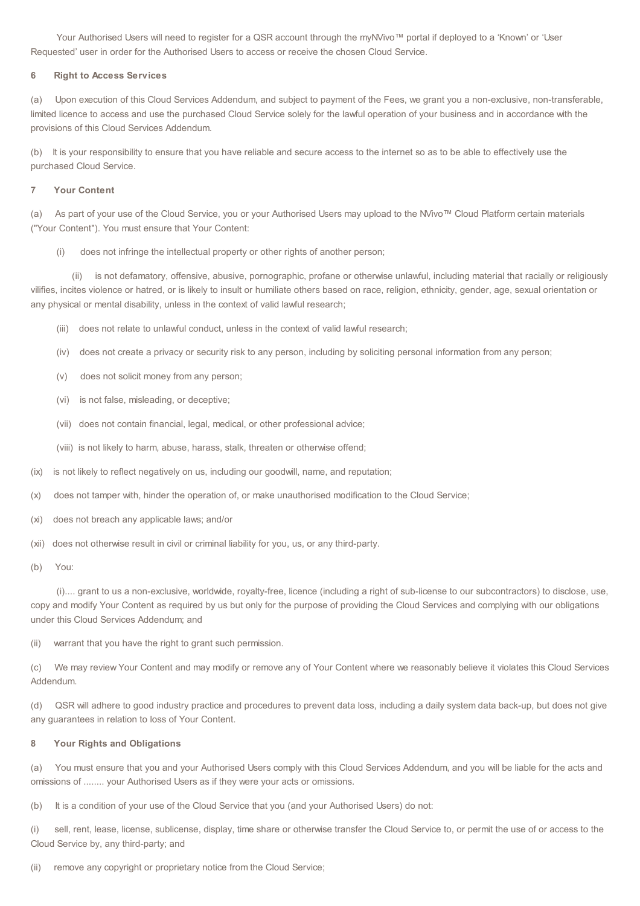Your Authorised Users will need to register for a QSR account through the myNVivo™ portal if deployed to a 'Known' or 'User Requested' user in order for the Authorised Users to access or receive the chosen Cloud Service.

## 6 Right to Access Services

(a) Upon execution of this Cloud Services Addendum, and subject to payment of the Fees, we grant you a non-exclusive, non-transferable, limited licence to access and use the purchased Cloud Service solely for the lawful operation of your business and in accordance with the provisions of this Cloud Services Addendum.

(b) It is your responsibility to ensure that you have reliable and secure access to the internet so as to be able to effectively use the purchased Cloud Service.

## 7 Your Content

(a) As part of your use of the Cloud Service, you or your Authorised Users may upload to the NVivo™ Cloud Platform certain materials ("Your Content"). You must ensure that Your Content:

(i) does not infringe the intellectual property or other rights of another person;

(ii) is not defamatory, offensive, abusive, pornographic, profane or otherwise unlawful, including material that racially or religiously vilifies, incites violence or hatred, or is likely to insult or humiliate others based on race, religion, ethnicity, gender, age, sexual orientation or any physical or mental disability, unless in the context of valid lawful research;

(iii) does not relate to unlawful conduct, unless in the context of valid lawful research;

(iv) does not create a privacy or security risk to any person, including by soliciting personal information from any person;

(v) does not solicit money from any person;

(vi) is not false, misleading, or deceptive;

(vii) does not contain financial, legal, medical, or other professional advice;

(viii) is not likely to harm, abuse, harass, stalk, threaten or otherwise offend;

(ix) is not likely to reflect negatively on us, including our goodwill, name, and reputation;

(x) does not tamper with, hinder the operation of, or make unauthorised modification to the Cloud Service;

(xi) does not breach any applicable laws; and/or

(xii) does not otherwise result in civil or criminal liability for you, us, or any third-party.

(b) You:

(i).... grant to us a non-exclusive, worldwide, royalty-free, licence (including a right of sub-license to our subcontractors) to disclose, use, copy and modify Your Content as required by us but only for the purpose of providing the Cloud Services and complying with our obligations under this Cloud Services Addendum; and

(ii) warrant that you have the right to grant such permission.

(c) We may review Your Content and may modify or remove any of Your Content where we reasonably believe it violates this Cloud Services Addendum.

(d) QSR will adhere to good industry practice and procedures to prevent data loss, including a daily system data back-up, but does not give any guarantees in relation to loss of Your Content.

## 8 Your Rights and Obligations

(a) You must ensure that you and your Authorised Users comply with this Cloud Services Addendum, and you will be liable for the acts and omissions of ........ your Authorised Users as if they were your acts or omissions.

(b) It is a condition of your use of the Cloud Service that you (and your Authorised Users) do not:

(i) sell, rent, lease, license, sublicense, display, time share or otherwise transfer the Cloud Service to, or permit the use of or access to the Cloud Service by, any third-party; and

(ii) remove any copyright or proprietary notice from the Cloud Service;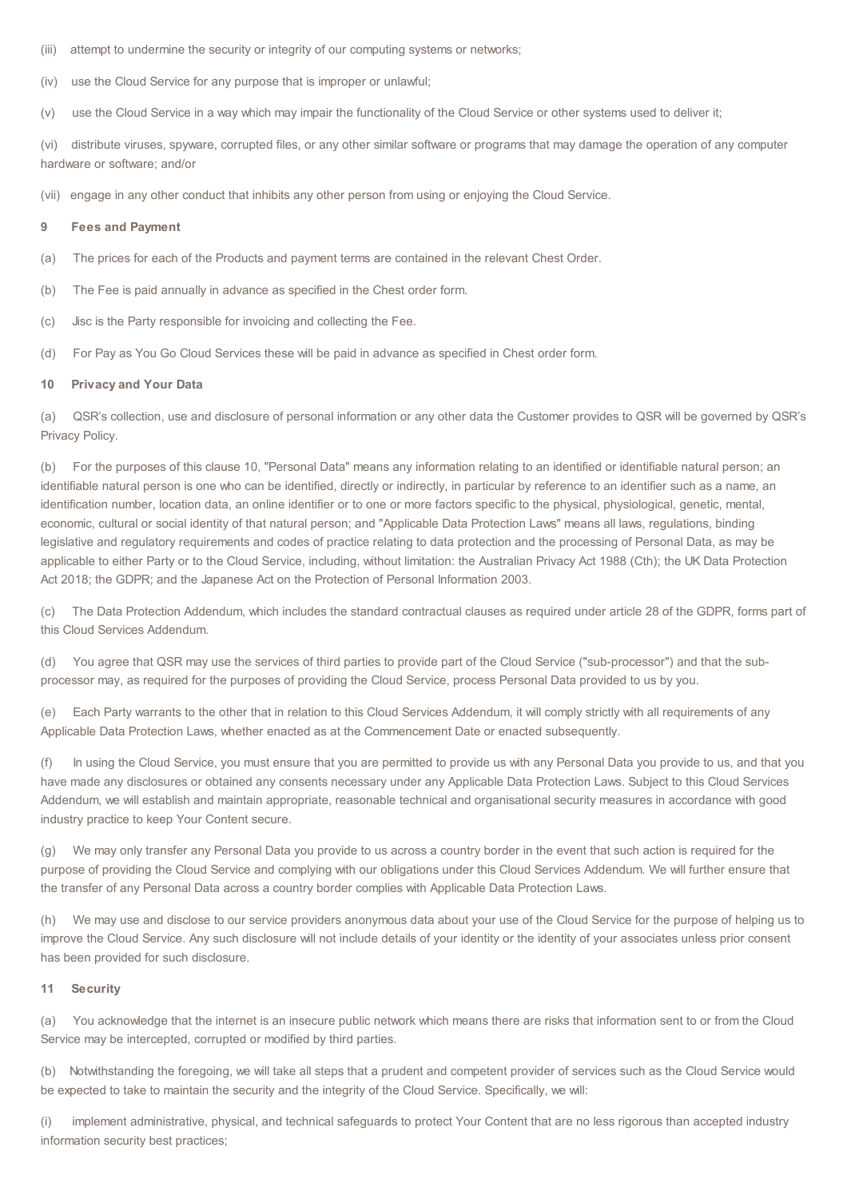(iii) attempt to undermine the security or integrity of our computing systems or networks;

(iv) use the Cloud Service for any purpose that is improper or unlawful;

(v) use the Cloud Service in a way which may impair the functionality of the Cloud Service or other systems used to deliver it;

(vi) distribute viruses, spyware, corrupted files, or any other similar software or programs that may damage the operation of any computer hardware or software; and/or

(vii) engage in any other conduct that inhibits any other person from using or enjoying the Cloud Service.

**9 Fees and Payment**

(a) The prices for each of the Products and payment terms are contained in the relevant Chest Order.

(b) The Fee is paid annually in advance as specified in the Chest order form.

(c) Jisc is the Party responsible for invoicing and collecting the Fee.

(d) For Pay as You Go Cloud Services these will be paid in advance as specified in Chest order form.

**10 Privacy and Your Data**

(a) QSR's collection, use and disclosure of personal information or any other data the Customer provides to QSR will be governed by QSR's Privacy Policy.

(b) For the purposes of this clause 10, "Personal Data" means any information relating to an identified or identifiable natural person; an identifiable natural person is one who can be identified, directly or indirectly, in particular by reference to an identifier such as a name, an identification number, location data, an online identifier or to one or more factors specific to the physical, physiological, genetic, mental, economic, cultural or social identity of that natural person; and "Applicable Data Protection Laws" means all laws, regulations, binding legislative and regulatory requirements and codes of practice relating to data protection and the processing of Personal Data, as may be applicable to either Party or to the Cloud Service, including, without limitation: the Australian Privacy Act 1988 (Cth); the UK Data Protection Act 2018; the GDPR; and the Japanese Act on the Protection of Personal Information 2003.

(c) The Data Protection Addendum, which includes the standard contractual clauses as required under article 28 of the GDPR, forms part of this Cloud Services Addendum.

(d) You agree that QSR may use the services of third parties to provide part of the Cloud Service ("sub-processor") and that the sub-processor may, as required for the purposes of providing the Cloud Service, process Personal Data provided to us by you.

(e) Each Party warrants to the other that in relation to this Cloud Services Addendum, it will comply strictly with all requirements of any Applicable Data Protection Laws, whether enacted as at the Commencement Date or enacted subsequently.

(f) In using the Cloud Service, you must ensure that you are permitted to provide us with any Personal Data you provide to us, and that you have made any disclosures or obtained any consents necessary under any Applicable Data Protection Laws. Subject to this Cloud Services Addendum, we will establish and maintain appropriate, reasonable technical and organisational security measures in accordance with good industry practice to keep Your Content secure.

(g) We may only transfer any Personal Data you provide to us across a country border in the event that such action is required for the purpose of providing the Cloud Service and complying with our obligations under this Cloud Services Addendum. We will further ensure that the transfer of any Personal Data across a country border complies with Applicable Data Protection Laws.

(h) We may use and disclose to our service providers anonymous data about your use of the Cloud Service for the purpose of helping us to improve the Cloud Service. Any such disclosure will not include details of your identity or the identity of your associates unless prior consent has been provided for such disclosure.

**11 Security**

(a) You acknowledge that the internet is an insecure public network which means there are risks that information sent to or from the Cloud Service may be intercepted, corrupted or modified by third parties.

(b) Notwithstanding the foregoing, we will take all steps that a prudent and competent provider of services such as the Cloud Service would be expected to take to maintain the security and the integrity of the Cloud Service. Specifically, we will:

(i) implement administrative, physical, and technical safeguards to protect Your Content that are no less rigorous than accepted industry information security best practices;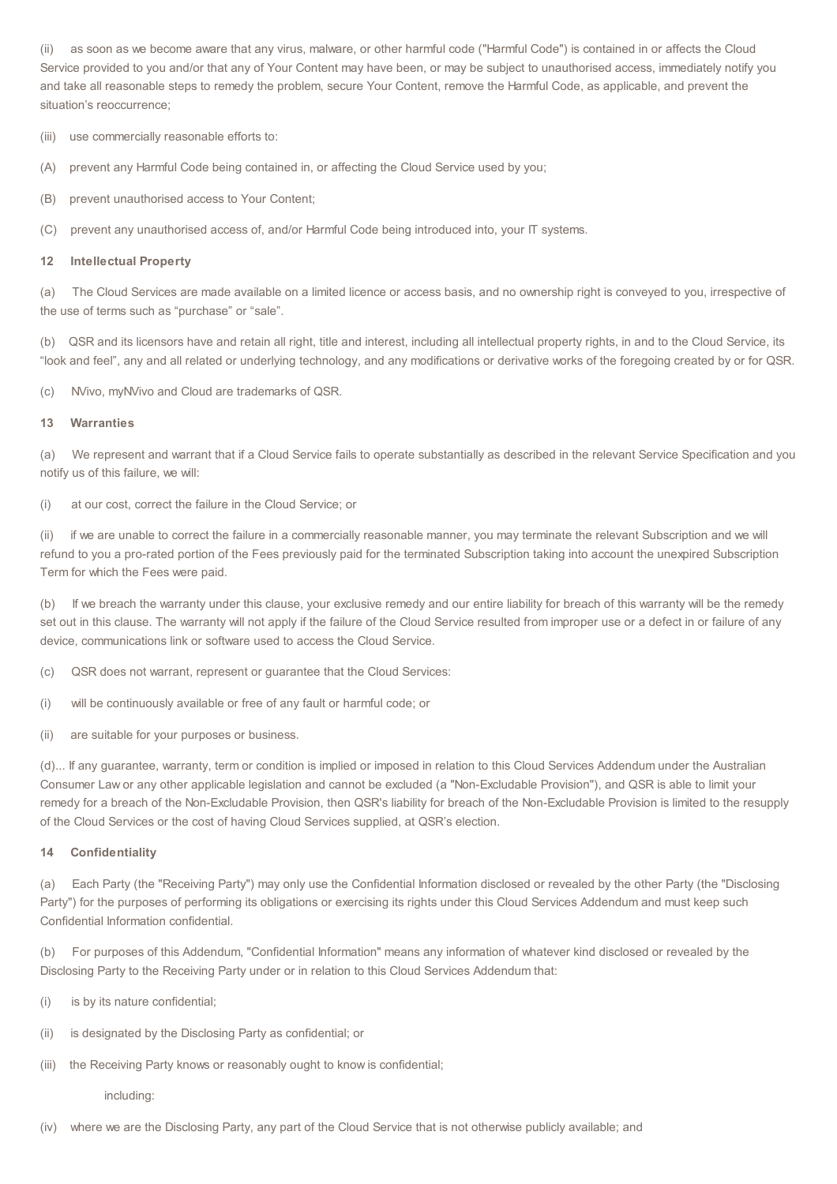(ii) as soon as we become aware that any virus, malware, or other harmful code ("Harmful Code") is contained in or affects the Cloud Service provided to you and/or that any of Your Content may have been, or may be subject to unauthorised access, immediately notify you and take all reasonable steps to remedy the problem, secure Your Content, remove the Harmful Code, as applicable, and prevent the situation's reoccurrence;

(iii) use commercially reasonable efforts to:

(A) prevent any Harmful Code being contained in, or affecting the Cloud Service used by you;

(B) prevent unauthorised access to Your Content;

(C) prevent any unauthorised access of, and/or Harmful Code being introduced into, your IT systems.

**12 Intellectual Property**

(a) The Cloud Services are made available on a limited licence or access basis, and no ownership right is conveyed to you, irrespective of the use of terms such as "purchase" or "sale".

(b) QSR and its licensors have and retain all right, title and interest, including all intellectual property rights, in and to the Cloud Service, its "look and feel", any and all related or underlying technology, and any modifications or derivative works of the foregoing created by or for QSR.

(c) NVivo, myNVivo and Cloud are trademarks of QSR.

**13 Warranties**

(a) We represent and warrant that if a Cloud Service fails to operate substantially as described in the relevant Service Specification and you notify us of this failure, we will:

(i) at our cost, correct the failure in the Cloud Service; or

(ii) if we are unable to correct the failure in a commercially reasonable manner, you may terminate the relevant Subscription and we will refund to you a pro-rated portion of the Fees previously paid for the terminated Subscription taking into account the unexpired Subscription Term for which the Fees were paid.

(b) If we breach the warranty under this clause, your exclusive remedy and our entire liability for breach of this warranty will be the remedy set out in this clause. The warranty will not apply if the failure of the Cloud Service resulted from improper use or a defect in or failure of any device, communications link or software used to access the Cloud Service.

(c) QSR does not warrant, represent or guarantee that the Cloud Services:

(i) will be continuously available or free of any fault or harmful code; or

(ii) are suitable for your purposes or business.

(d)... If any guarantee, warranty, term or condition is implied or imposed in relation to this Cloud Services Addendum under the Australian Consumer Law or any other applicable legislation and cannot be excluded (a "Non-Excludable Provision"), and QSR is able to limit your remedy for a breach of the Non-Excludable Provision, then QSR's liability for breach of the Non-Excludable Provision is limited to the resupply of the Cloud Services or the cost of having Cloud Services supplied, at QSR's election.

**14 Confidentiality**

(a) Each Party (the "Receiving Party") may only use the Confidential Information disclosed or revealed by the other Party (the "Disclosing Party") for the purposes of performing its obligations or exercising its rights under this Cloud Services Addendum and must keep such Confidential Information confidential.

(b) For purposes of this Addendum, "Confidential Information" means any information of whatever kind disclosed or revealed by the Disclosing Party to the Receiving Party under or in relation to this Cloud Services Addendum that:

(i) is by its nature confidential;

(ii) is designated by the Disclosing Party as confidential; or

(iii) the Receiving Party knows or reasonably ought to know is confidential;

including:

(iv) where we are the Disclosing Party, any part of the Cloud Service that is not otherwise publicly available; and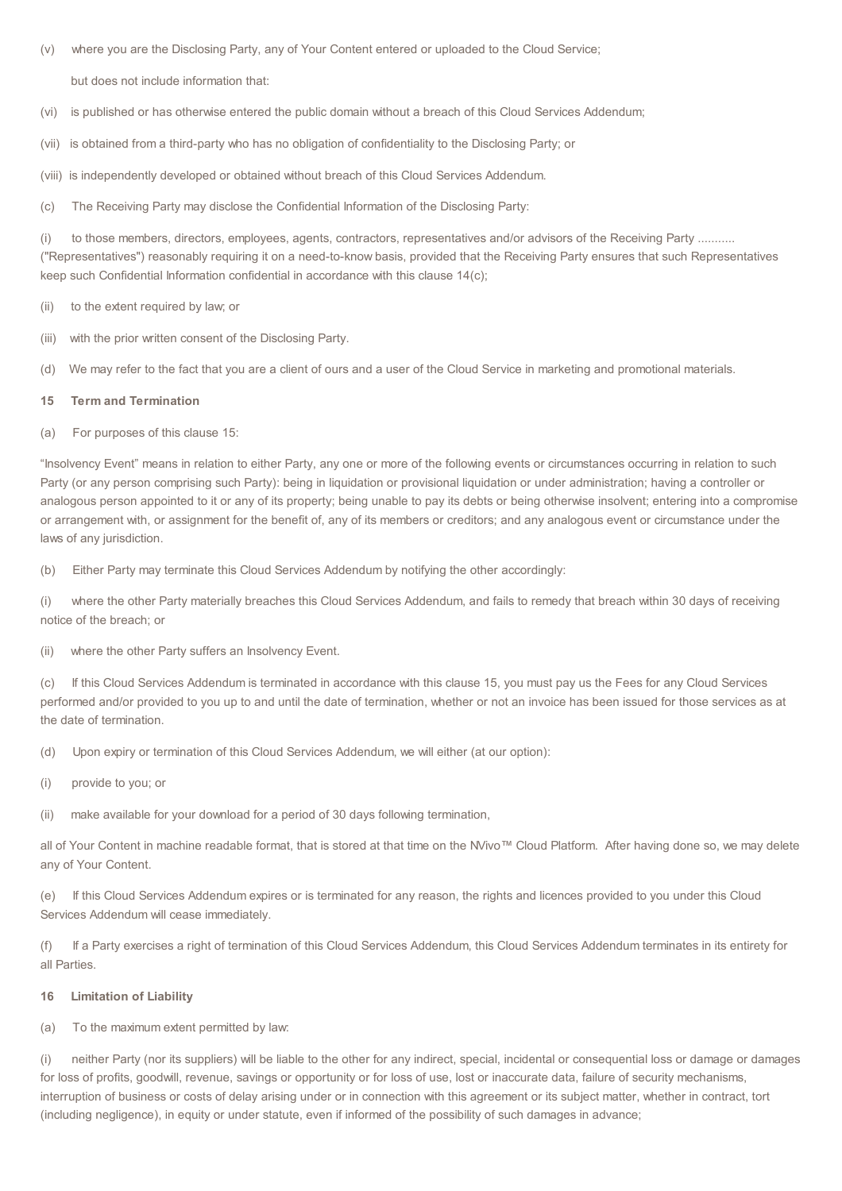(v) where you are the Disclosing Party, any of Your Content entered or uploaded to the Cloud Service;

but does not include information that:

(vi) is published or has otherwise entered the public domain without a breach of this Cloud Services Addendum;

(vii) is obtained from a third-party who has no obligation of confidentiality to the Disclosing Party; or

(viii) is independently developed or obtained without breach of this Cloud Services Addendum.

(c) The Receiving Party may disclose the Confidential Information of the Disclosing Party:

(i) to those members, directors, employees, agents, contractors, representatives and/or advisors of the Receiving Party ........... ("Representatives") reasonably requiring it on a need-to-know basis, provided that the Receiving Party ensures that such Representatives keep such Confidential Information confidential in accordance with this clause 14(c);

(ii) to the extent required by law; or

(iii) with the prior written consent of the Disclosing Party.

(d) We may refer to the fact that you are a client of ours and a user of the Cloud Service in marketing and promotional materials.

**15 Term and Termination**

(a) For purposes of this clause 15:

"Insolvency Event" means in relation to either Party, any one or more of the following events or circumstances occurring in relation to such Party (or any person comprising such Party): being in liquidation or provisional liquidation or under administration; having a controller or analogous person appointed to it or any of its property; being unable to pay its debts or being otherwise insolvent; entering into a compromise or arrangement with, or assignment for the benefit of, any of its members or creditors; and any analogous event or circumstance under the laws of any jurisdiction.

(b) Either Party may terminate this Cloud Services Addendum by notifying the other accordingly:

(i) where the other Party materially breaches this Cloud Services Addendum, and fails to remedy that breach within 30 days of receiving notice of the breach; or

(ii) where the other Party suffers an Insolvency Event.

(c) If this Cloud Services Addendum is terminated in accordance with this clause 15, you must pay us the Fees for any Cloud Services performed and/or provided to you up to and until the date of termination, whether or not an invoice has been issued for those services as at the date of termination.

(d) Upon expiry or termination of this Cloud Services Addendum, we will either (at our option):

(i) provide to you; or

(ii) make available for your download for a period of 30 days following termination,

all of Your Content in machine readable format, that is stored at that time on the NVivo™ Cloud Platform. After having done so, we may delete any of Your Content.

(e) If this Cloud Services Addendum expires or is terminated for any reason, the rights and licences provided to you under this Cloud Services Addendum will cease immediately.

(f) If a Party exercises a right of termination of this Cloud Services Addendum, this Cloud Services Addendum terminates in its entirety for all Parties.

**16 Limitation of Liability**

(a) To the maximum extent permitted by law:

(i) neither Party (nor its suppliers) will be liable to the other for any indirect, special, incidental or consequential loss or damage or damages for loss of profits, goodwill, revenue, savings or opportunity or for loss of use, lost or inaccurate data, failure of security mechanisms, interruption of business or costs of delay arising under or in connection with this agreement or its subject matter, whether in contract, tort (including negligence), in equity or under statute, even if informed of the possibility of such damages in advance;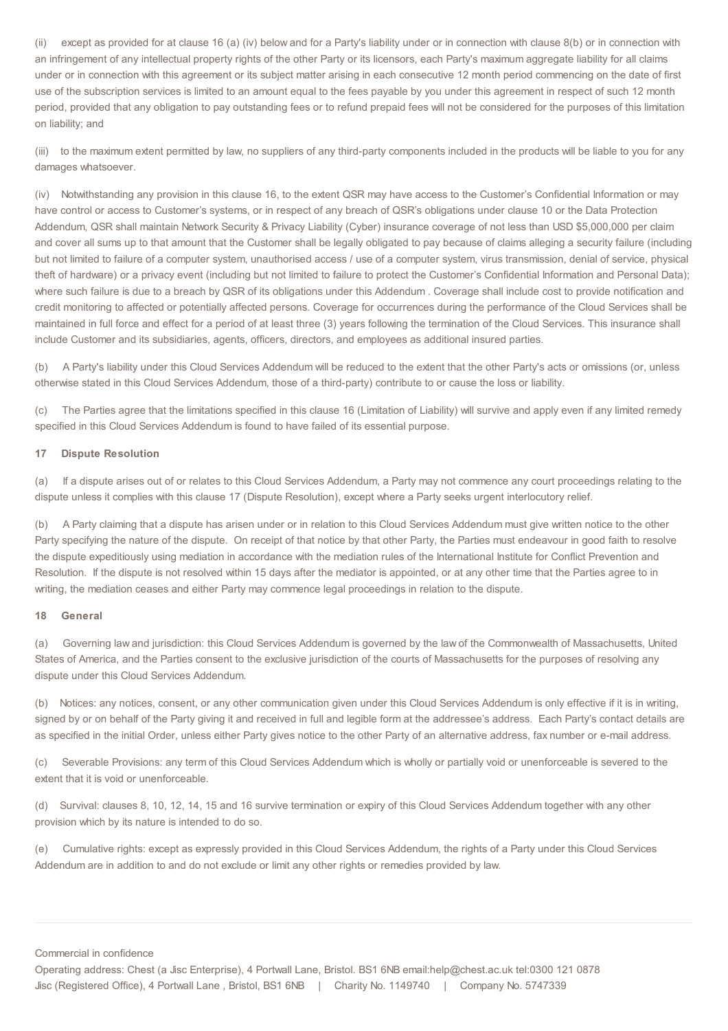(ii) except as provided for at clause 16 (a) (iv) below and for a Party's liability under or in connection with clause 8(b) or in connection with an infringement of any intellectual property rights of the other Party or its licensors, each Party's maximum aggregate liability for all claims under or in connection with this agreement or its subject matter arising in each consecutive 12 month period commencing on the date of first use of the subscription services is limited to an amount equal to the fees payable by you under this agreement in respect of such 12 month period, provided that any obligation to pay outstanding fees or to refund prepaid fees will not be considered for the purposes of this limitation on liability; and

(iii) to the maximum extent permitted by law, no suppliers of any third-party components included in the products will be liable to you for any damages whatsoever.

(iv) Notwithstanding any provision in this clause 16, to the extent QSR may have access to the Customer's Confidential Information or may have control or access to Customer's systems, or in respect of any breach of QSR's obligations under clause 10 or the Data Protection Addendum, QSR shall maintain Network Security & Privacy Liability (Cyber) insurance coverage of not less than USD $5,000,000 per claim and cover all sums up to that amount that the Customer shall be legally obligated to pay because of claims alleging a security failure (including but not limited to failure of a computer system, unauthorised access / use of a computer system, virus transmission, denial of service, physical theft of hardware) or a privacy event (including but not limited to failure to protect the Customer's Confidential Information and Personal Data); where such failure is due to a breach by QSR of its obligations under this Addendum . Coverage shall include cost to provide notification and credit monitoring to affected or potentially affected persons. Coverage for occurrences during the performance of the Cloud Services shall be maintained in full force and effect for a period of at least three (3) years following the termination of the Cloud Services. This insurance shall include Customer and its subsidiaries, agents, officers, directors, and employees as additional insured parties.

(b) A Party's liability under this Cloud Services Addendum will be reduced to the extent that the other Party's acts or omissions (or, unless otherwise stated in this Cloud Services Addendum, those of a third-party) contribute to or cause the loss or liability.

(c) The Parties agree that the limitations specified in this clause 16 (Limitation of Liability) will survive and apply even if any limited remedy specified in this Cloud Services Addendum is found to have failed of its essential purpose.

**17 Dispute Resolution**

(a) If a dispute arises out of or relates to this Cloud Services Addendum, a Party may not commence any court proceedings relating to the dispute unless it complies with this clause 17 (Dispute Resolution), except where a Party seeks urgent interlocutory relief.

(b) A Party claiming that a dispute has arisen under or in relation to this Cloud Services Addendum must give written notice to the other Party specifying the nature of the dispute. On receipt of that notice by that other Party, the Parties must endeavour in good faith to resolve the dispute expeditiously using mediation in accordance with the mediation rules of the International Institute for Conflict Prevention and Resolution. If the dispute is not resolved within 15 days after the mediator is appointed, or at any other time that the Parties agree to in writing, the mediation ceases and either Party may commence legal proceedings in relation to the dispute.

**18 General**

(a) Governing law and jurisdiction: this Cloud Services Addendum is governed by the law of the Commonwealth of Massachusetts, United States of America, and the Parties consent to the exclusive jurisdiction of the courts of Massachusetts for the purposes of resolving any dispute under this Cloud Services Addendum.

(b) Notices: any notices, consent, or any other communication given under this Cloud Services Addendum is only effective if it is in writing, signed by or on behalf of the Party giving it and received in full and legible form at the addressee's address. Each Party's contact details are as specified in the initial Order, unless either Party gives notice to the other Party of an alternative address, fax number or e-mail address.

(c) Severable Provisions: any term of this Cloud Services Addendum which is wholly or partially void or unenforceable is severed to the extent that it is void or unenforceable.

(d) Survival: clauses 8, 10, 12, 14, 15 and 16 survive termination or expiry of this Cloud Services Addendum together with any other provision which by its nature is intended to do so.

(e) Cumulative rights: except as expressly provided in this Cloud Services Addendum, the rights of a Party under this Cloud Services Addendum are in addition to and do not exclude or limit any other rights or remedies provided by law.